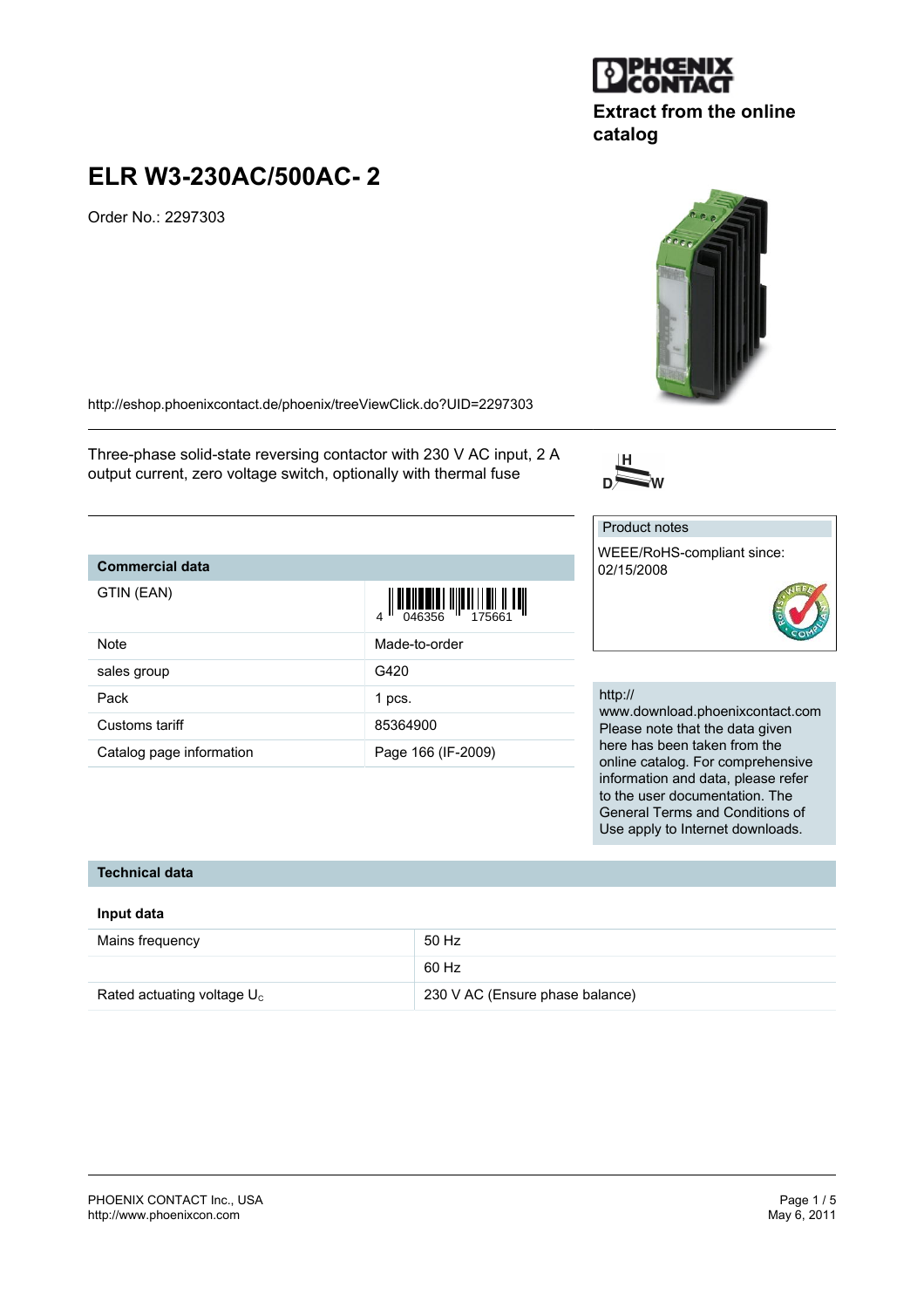Extract from the online catalog

# ELR W3-230AC/500AC- 2

Order No.: 2297303

http://eshop.phoenixcontact.de/phoenix/treeViewClick.do?UID=2297303

Three-phase solid-state reversing contactor with 230 V AC input, 2 A output current, zero voltage switch, optionally with thermal fuse

| Commercial data | |
|---|---|
| GTIN (EAN) | 4 046356 175661 |
| Note | Made-to-order |
| sales group | G420 |
| Pack | 1 pcs. |
| Customs tariff | 85364900 |
| Catalog page information | Page 166 (IF-2009) |

Product notes

WEEE/RoHS-compliant since: 02/15/2008

http://www.download.phoenixcontact.com
Please note that the data given here has been taken from the online catalog. For comprehensive information and data, please refer to the user documentation. The General Terms and Conditions of Use apply to Internet downloads.

## Technical data

### Input data

| | |
|---|---|
| Mains frequency | 50 Hz |
| | 60 Hz |
| Rated actuating voltage $U_c$ | 230 V AC (Ensure phase balance) |

PHOENIX CONTACT Inc., USA
http://www.phoenixcon.com

May 6, 2011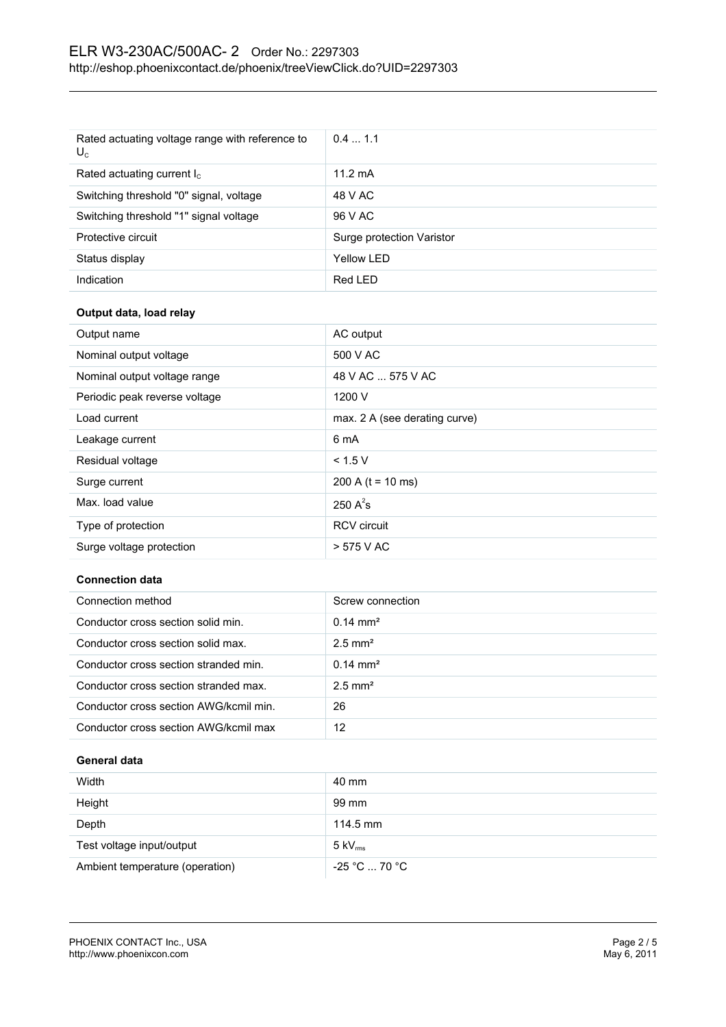| | |
|---|---|
| Rated actuating voltage range with reference to $U_C$ | 0.4 ... 1.1 |
| Rated actuating current $I_C$ | 11.2 mA |
| Switching threshold "0" signal, voltage | 48 V AC |
| Switching threshold "1" signal voltage | 96 V AC |
| Protective circuit | Surge protection Varistor |
| Status display | Yellow LED |
| Indication | Red LED |

**Output data, load relay**

| | |
|---|---|
| Output name | AC output |
| Nominal output voltage | 500 V AC |
| Nominal output voltage range | 48 V AC ... 575 V AC |
| Periodic peak reverse voltage | 1200 V |
| Load current | max. 2 A (see derating curve) |
| Leakage current | 6 mA |
| Residual voltage | < 1.5 V |
| Surge current | 200 A (t = 10 ms) |
| Max. load value | 250 $A^2s$ |
| Type of protection | RCV circuit |
| Surge voltage protection | > 575 V AC |

**Connection data**

| | |
|---|---|
| Connection method | Screw connection |
| Conductor cross section solid min. | 0.14 mm² |
| Conductor cross section solid max. | 2.5 mm² |
| Conductor cross section stranded min. | 0.14 mm² |
| Conductor cross section stranded max. | 2.5 mm² |
| Conductor cross section AWG/kcmil min. | 26 |
| Conductor cross section AWG/kcmil max | 12 |

**General data**

| | |
|---|---|
| Width | 40 mm |
| Height | 99 mm |
| Depth | 114.5 mm |
| Test voltage input/output | 5 $kV_{rms}$ |
| Ambient temperature (operation) | -25 °C ... 70 °C |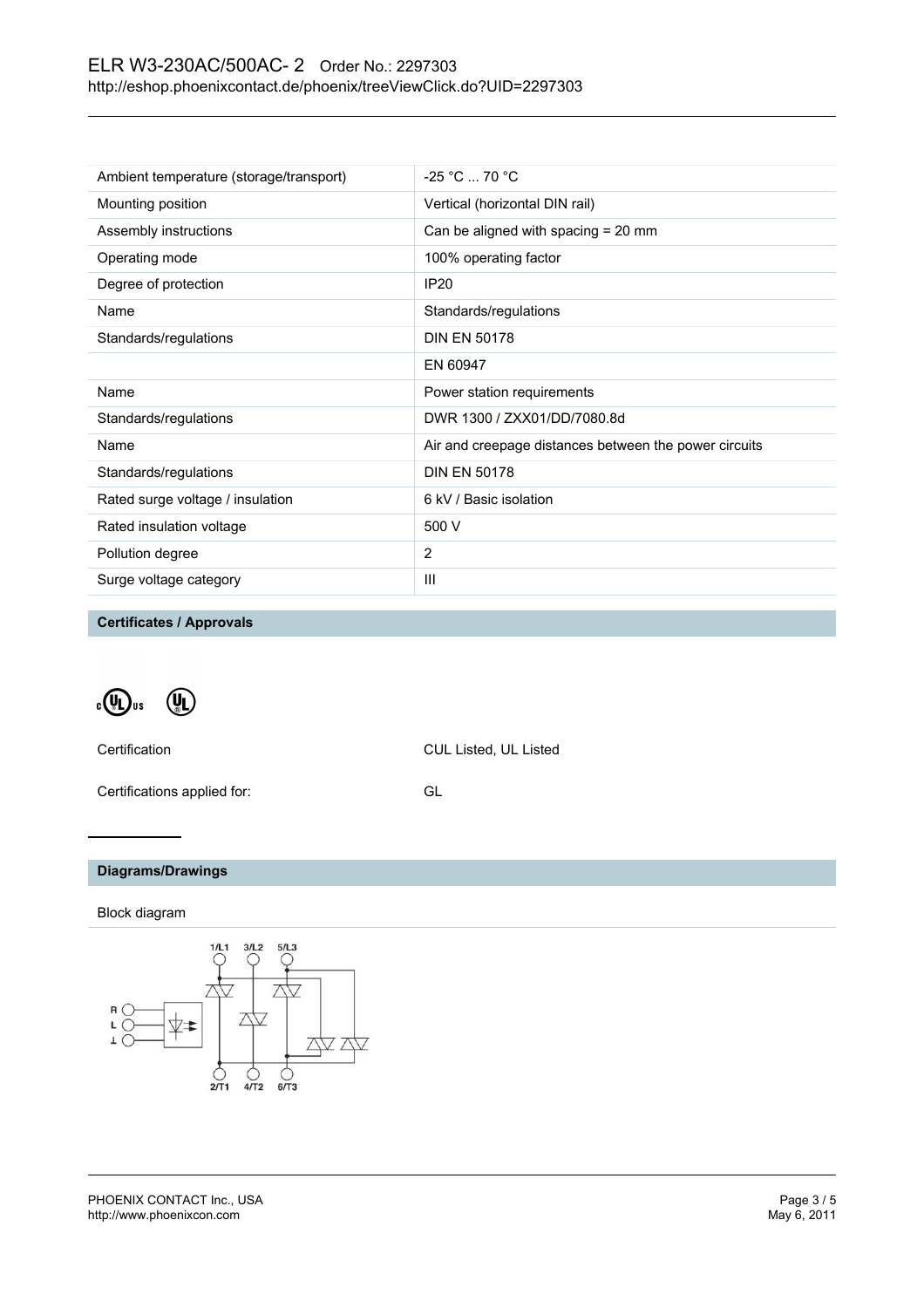| | |
|---|---|
| Ambient temperature (storage/transport) | -25 °C ... 70 °C |
| Mounting position | Vertical (horizontal DIN rail) |
| Assembly instructions | Can be aligned with spacing = 20 mm |
| Operating mode | 100% operating factor |
| Degree of protection | IP20 |
| Name | Standards/regulations |
| Standards/regulations | DIN EN 50178 |
| | EN 60947 |
| Name | Power station requirements |
| Standards/regulations | DWR 1300 / ZXX01/DD/7080.8d |
| Name | Air and creepage distances between the power circuits |
| Standards/regulations | DIN EN 50178 |
| Rated surge voltage / insulation | 6 kV / Basic isolation |
| Rated insulation voltage | 500 V |
| Pollution degree | 2 |
| Surge voltage category | III |

## Certificates / Approvals

| | |
|---|---|
| Certification | CUL Listed, UL Listed |
| Certifications applied for: | GL |

## Diagrams/Drawings

Block diagram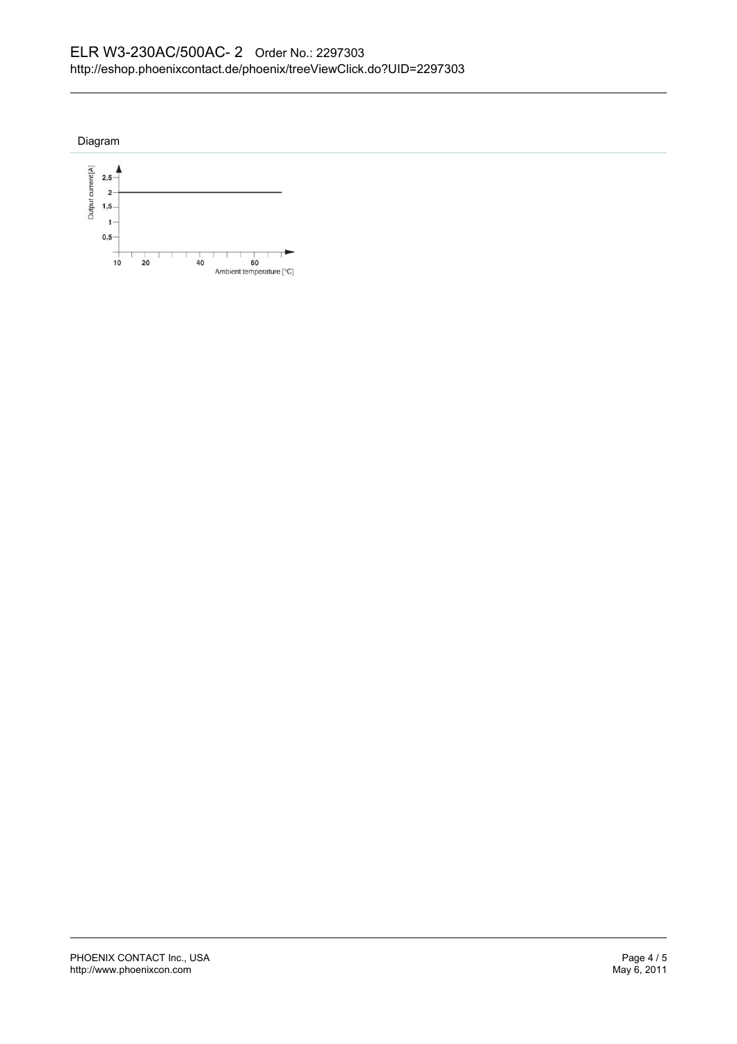## Diagram

Output current [A]

2,5
2
1,5
1
0,5

10 20 40 60

Ambient temperature [°C]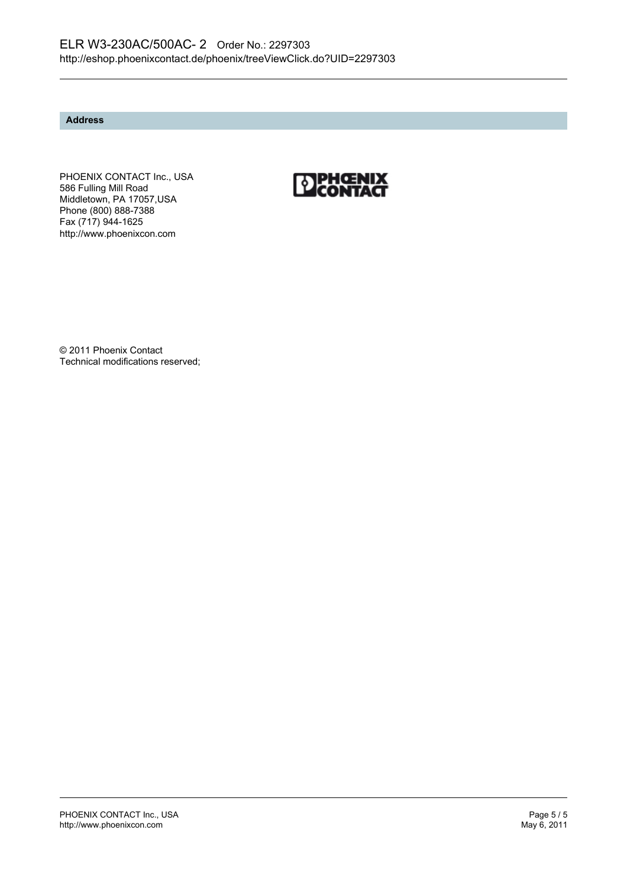## Address

PHOENIX CONTACT Inc., USA
586 Fulling Mill Road
Middletown, PA 17057,USA
Phone (800) 888-7388
Fax (717) 944-1625
http://www.phoenixcon.com

© 2011 Phoenix Contact
Technical modifications reserved;